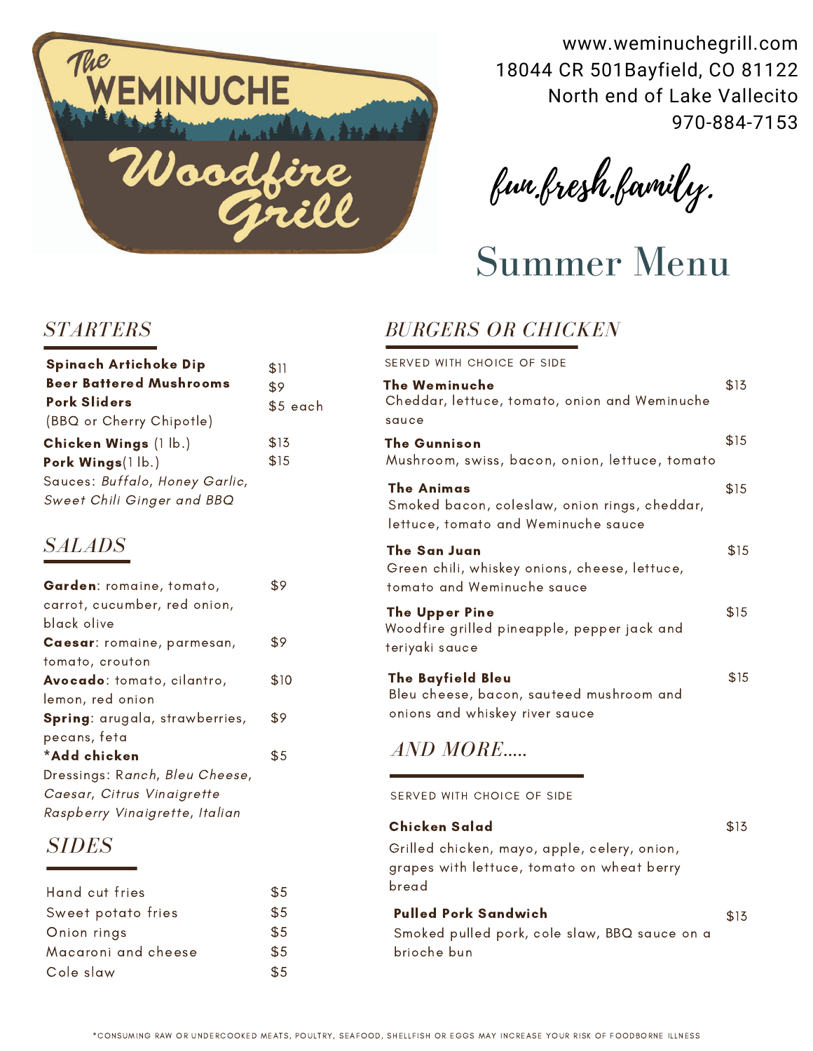# The WEMINUCHE Woodfire Grill

www.weminuchegrill.com
18044 CR 501Bayfield, CO 81122
North end of Lake Vallecito
970-884-7153

*fun.fresh.family.*

# Summer Menu

## STARTERS

| | |
|---|---|
| **Spinach Artichoke Dip** | $11 |
| **Beer Battered Mushrooms** | $9 |
| **Pork Sliders** (BBQ or Cherry Chipotle) | $5 each |
| **Chicken Wings** (1 lb.) | $13 |
| **Pork Wings**(1 lb.) | $15 |

Sauces: *Buffalo, Honey Garlic, Sweet Chili Ginger and BBQ*

## SALADS

| | |
|---|---|
| **Garden**: romaine, tomato, carrot, cucumber, red onion, black olive | $9 |
| **Caesar**: romaine, parmesan, tomato, crouton | $9 |
| **Avocado**: tomato, cilantro, lemon, red onion | $10 |
| **Spring**: arugala, strawberries, pecans, feta | $9 |
| ***Add chicken** | $5 |

Dressings: R*anch, Bleu Cheese, Caesar, Citrus Vinaigrette Raspberry Vinaigrette, Italian*

## SIDES

| | |
|---|---|
| Hand cut fries | $5 |
| Sweet potato fries | $5 |
| Onion rings | $5 |
| Macaroni and cheese | $5 |
| Cole slaw | $5 |

## BURGERS OR CHICKEN

SERVED WITH CHOICE OF SIDE

**The Weminuche** — $13
Cheddar, lettuce, tomato, onion and Weminuche sauce

**The Gunnison** — $15
Mushroom, swiss, bacon, onion, lettuce, tomato

**The Animas** — $15
Smoked bacon, coleslaw, onion rings, cheddar, lettuce, tomato and Weminuche sauce

**The San Juan** — $15
Green chili, whiskey onions, cheese, lettuce, tomato and Weminuche sauce

**The Upper Pine** — $15
Woodfire grilled pineapple, pepper jack and teriyaki sauce

**The Bayfield Bleu** — $15
Bleu cheese, bacon, sauteed mushroom and onions and whiskey river sauce

## AND MORE.....

SERVED WITH CHOICE OF SIDE

**Chicken Salad** — $13
Grilled chicken, mayo, apple, celery, onion, grapes with lettuce, tomato on wheat berry bread

**Pulled Pork Sandwich** — $13
Smoked pulled pork, cole slaw, BBQ sauce on a brioche bun

*CONSUMING RAW OR UNDERCOOKED MEATS, POULTRY, SEAFOOD, SHELLFISH OR EGGS MAY INCREASE YOUR RISK OF FOODBORNE ILLNESS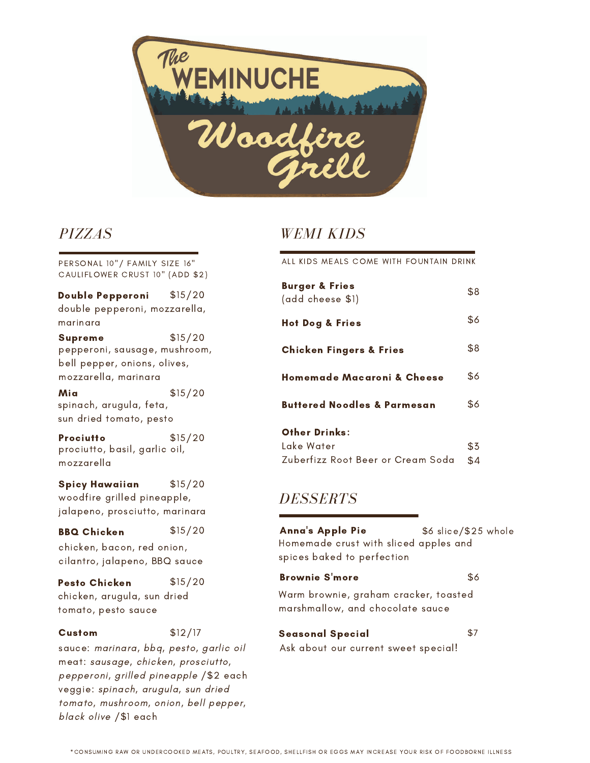# The WEMINUCHE Woodfire Grill

## PIZZAS

PERSONAL 10"/ FAMILY SIZE 16"
CAULIFLOWER CRUST 10" (ADD $2)

**Double Pepperoni** $15/20
double pepperoni, mozzarella, marinara

**Supreme** $15/20
pepperoni, sausage, mushroom, bell pepper, onions, olives, mozzarella, marinara

**Mia** $15/20
spinach, arugula, feta, sun dried tomato, pesto

**Prociutto** $15/20
prociutto, basil, garlic oil, mozzarella

**Spicy Hawaiian** $15/20
woodfire grilled pineapple, jalapeno, prosciutto, marinara

**BBQ Chicken** $15/20
chicken, bacon, red onion, cilantro, jalapeno, BBQ sauce

**Pesto Chicken** $15/20
chicken, arugula, sun dried tomato, pesto sauce

**Custom** $12/17
sauce: *marinara, bbq, pesto, garlic oil*
meat: *sausage, chicken, prosciutto, pepperoni, grilled pineapple* /$2 each
veggie: *spinach, arugula, sun dried tomato, mushroom, onion, bell pepper, black olive* /$1 each

## WEMI KIDS

ALL KIDS MEALS COME WITH FOUNTAIN DRINK

| | |
|---|---|
| **Burger & Fries** (add cheese $1) | $8 |
| **Hot Dog & Fries** | $6 |
| **Chicken Fingers & Fries** | $8 |
| **Homemade Macaroni & Cheese** | $6 |
| **Buttered Noodles & Parmesan** | $6 |

**Other Drinks:**

| | |
|---|---|
| Lake Water | $3 |
| Zuberfizz Root Beer or Cream Soda | $4 |

## DESSERTS

**Anna's Apple Pie** $6 slice/$25 whole
Homemade crust with sliced apples and spices baked to perfection

**Brownie S'more** $6
Warm brownie, graham cracker, toasted marshmallow, and chocolate sauce

**Seasonal Special** $7
Ask about our current sweet special!

*CONSUMING RAW OR UNDERCOOKED MEATS, POULTRY, SEAFOOD, SHELLFISH OR EGGS MAY INCREASE YOUR RISK OF FOODBORNE ILLNESS